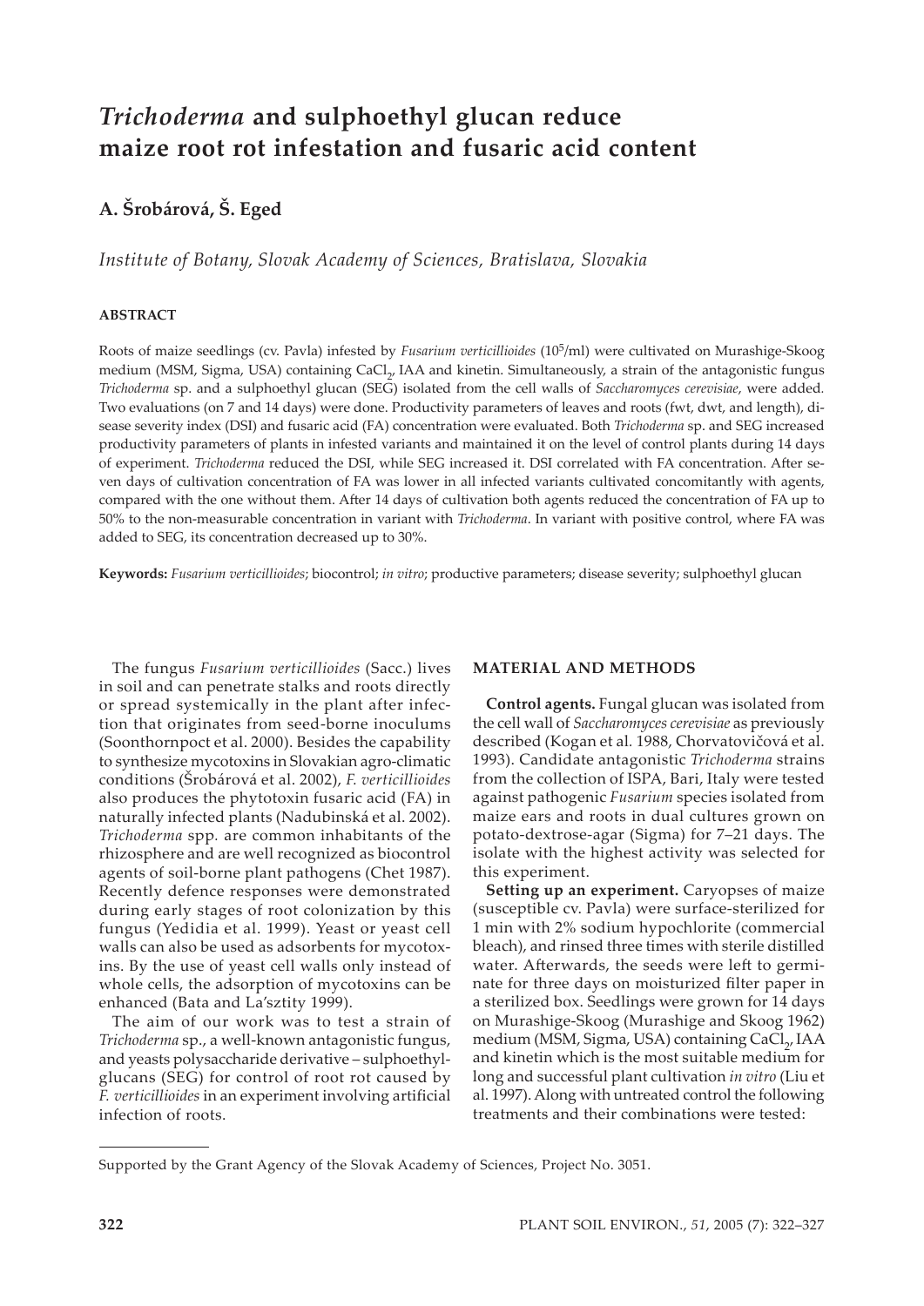# *Trichoderma* and sulphoethyl glucan reduce maize root rot infestation and fusaric acid content

**A. Šrobárová, Š. Eged**

*Institute of Botany, Slovak Academy of Sciences, Bratislava, Slovakia*

#### ABSTRACT

Roots of maize seedlings (cv. Pavla) infested by *Fusarium verticillioides* ($10^5$/ml) were cultivated on Murashige-Skoog medium (MSM, Sigma, USA) containing $CaCl_2$, IAA and kinetin. Simultaneously, a strain of the antagonistic fungus *Trichoderma* sp. and a sulphoethyl glucan (SEG) isolated from the cell walls of *Saccharomyces cerevisiae*, were added. Two evaluations (on 7 and 14 days) were done. Productivity parameters of leaves and roots (fwt, dwt, and length), disease severity index (DSI) and fusaric acid (FA) concentration were evaluated. Both *Trichoderma* sp. and SEG increased productivity parameters of plants in infested variants and maintained it on the level of control plants during 14 days of experiment. *Trichoderma* reduced the DSI, while SEG increased it. DSI correlated with FA concentration. After seven days of cultivation concentration of FA was lower in all infected variants cultivated concomitantly with agents, compared with the one without them. After 14 days of cultivation both agents reduced the concentration of FA up to 50% to the non-measurable concentration in variant with *Trichoderma*. In variant with positive control, where FA was added to SEG, its concentration decreased up to 30%.

**Keywords:** *Fusarium verticillioides*; biocontrol; *in vitro*; productive parameters; disease severity; sulphoethyl glucan

The fungus *Fusarium verticillioides* (Sacc.) lives in soil and can penetrate stalks and roots directly or spread systemically in the plant after infection that originates from seed-borne inoculums (Soonthornpoct et al. 2000). Besides the capability to synthesize mycotoxins in Slovakian agro-climatic conditions (Šrobárová et al. 2002), *F. verticillioides* also produces the phytotoxin fusaric acid (FA) in naturally infected plants (Nadubinská et al. 2002). *Trichoderma* spp. are common inhabitants of the rhizosphere and are well recognized as biocontrol agents of soil-borne plant pathogens (Chet 1987). Recently defence responses were demonstrated during early stages of root colonization by this fungus (Yedidia et al. 1999). Yeast or yeast cell walls can also be used as adsorbents for mycotoxins. By the use of yeast cell walls only instead of whole cells, the adsorption of mycotoxins can be enhanced (Bata and La'sztity 1999).

The aim of our work was to test a strain of *Trichoderma* sp., a well-known antagonistic fungus, and yeasts polysaccharide derivative – sulphoethylglucans (SEG) for control of root rot caused by *F. verticillioides* in an experiment involving artificial infection of roots.

## MATERIAL AND METHODS

**Control agents.** Fungal glucan was isolated from the cell wall of *Saccharomyces cerevisiae* as previously described (Kogan et al. 1988, Chorvatovičová et al. 1993). Candidate antagonistic *Trichoderma* strains from the collection of ISPA, Bari, Italy were tested against pathogenic *Fusarium* species isolated from maize ears and roots in dual cultures grown on potato-dextrose-agar (Sigma) for 7–21 days. The isolate with the highest activity was selected for this experiment.

**Setting up an experiment.** Caryopses of maize (susceptible cv. Pavla) were surface-sterilized for 1 min with 2% sodium hypochlorite (commercial bleach), and rinsed three times with sterile distilled water. Afterwards, the seeds were left to germinate for three days on moisturized filter paper in a sterilized box. Seedlings were grown for 14 days on Murashige-Skoog (Murashige and Skoog 1962) medium (MSM, Sigma, USA) containing $CaCl_2$, IAA and kinetin which is the most suitable medium for long and successful plant cultivation *in vitro* (Liu et al. 1997). Along with untreated control the following treatments and their combinations were tested:

Supported by the Grant Agency of the Slovak Academy of Sciences, Project No. 3051.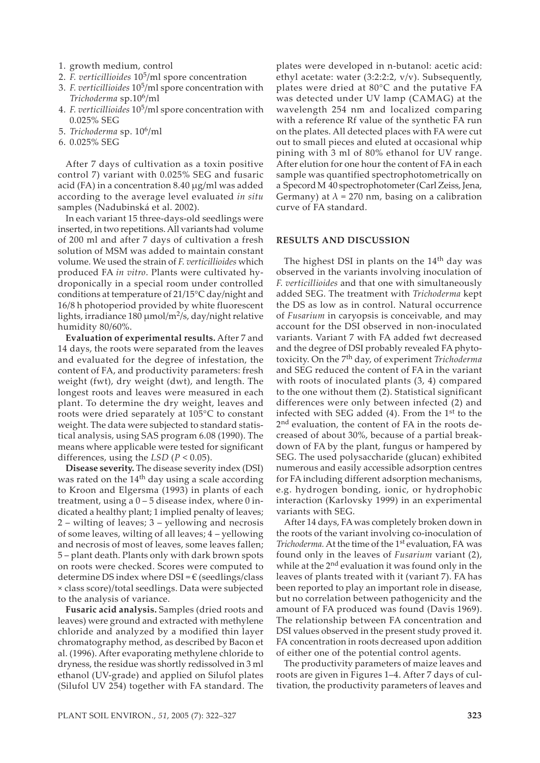1. growth medium, control
2. *F. verticillioides* $10^5$/ml spore concentration
3. *F. verticillioides* $10^5$/ml spore concentration with *Trichoderma* sp.$10^6$/ml
4. *F. verticillioides* $10^5$/ml spore concentration with 0.025% SEG
5. *Trichoderma* sp. $10^6$/ml
6. 0.025% SEG

After 7 days of cultivation as a toxin positive control 7) variant with 0.025% SEG and fusaric acid (FA) in a concentration 8.40 μg/ml was added according to the average level evaluated *in situ* samples (Nadubinská et al. 2002).

In each variant 15 three-days-old seedlings were inserted, in two repetitions. All variants had volume of 200 ml and after 7 days of cultivation a fresh solution of MSM was added to maintain constant volume. We used the strain of *F. verticillioides* which produced FA *in vitro*. Plants were cultivated hydroponically in a special room under controlled conditions at temperature of 21/15°C day/night and 16/8 h photoperiod provided by white fluorescent lights, irradiance 180 μmol/m$^2$/s, day/night relative humidity 80/60%.

**Evaluation of experimental results.** After 7 and 14 days, the roots were separated from the leaves and evaluated for the degree of infestation, the content of FA, and productivity parameters: fresh weight (fwt), dry weight (dwt), and length. The longest roots and leaves were measured in each plant. To determine the dry weight, leaves and roots were dried separately at 105°C to constant weight. The data were subjected to standard statistical analysis, using SAS program 6.08 (1990). The means where applicable were tested for significant differences, using the *LSD* ($P < 0.05$).

**Disease severity.** The disease severity index (DSI) was rated on the 14$^{th}$ day using a scale according to Kroon and Elgersma (1993) in plants of each treatment, using a 0 – 5 disease index, where 0 indicated a healthy plant; 1 implied penalty of leaves; 2 – wilting of leaves; 3 – yellowing and necrosis of some leaves, wilting of all leaves; 4 – yellowing and necrosis of most of leaves, some leaves fallen; 5 – plant death. Plants only with dark brown spots on roots were checked. Scores were computed to determine DS index where DSI = € (seedlings/class × class score)/total seedlings. Data were subjected to the analysis of variance.

**Fusaric acid analysis.** Samples (dried roots and leaves) were ground and extracted with methylene chloride and analyzed by a modified thin layer chromatography method, as described by Bacon et al. (1996). After evaporating methylene chloride to dryness, the residue was shortly redissolved in 3 ml ethanol (UV-grade) and applied on Silufol plates (Silufol UV 254) together with FA standard. The plates were developed in n-butanol: acetic acid: ethyl acetate: water (3:2:2:2, v/v). Subsequently, plates were dried at 80°C and the putative FA was detected under UV lamp (CAMAG) at the wavelength 254 nm and localized comparing with a reference Rf value of the synthetic FA run on the plates. All detected places with FA were cut out to small pieces and eluted at occasional whip pining with 3 ml of 80% ethanol for UV range. After elution for one hour the content of FA in each sample was quantified spectrophotometrically on a Specord M 40 spectrophotometer (Carl Zeiss, Jena, Germany) at $\lambda$ = 270 nm, basing on a calibration curve of FA standard.

## RESULTS AND DISCUSSION

The highest DSI in plants on the 14$^{th}$ day was observed in the variants involving inoculation of *F. verticillioides* and that one with simultaneously added SEG. The treatment with *Trichoderma* kept the DS as low as in control. Natural occurrence of *Fusarium* in caryopsis is conceivable, and may account for the DSI observed in non-inoculated variants. Variant 7 with FA added fwt decreased and the degree of DSI probably revealed FA phytotoxicity. On the 7$^{th}$ day, of experiment *Trichoderma* and SEG reduced the content of FA in the variant with roots of inoculated plants (3, 4) compared to the one without them (2). Statistical significant differences were only between infected (2) and infected with SEG added (4). From the 1$^{st}$ to the 2$^{nd}$ evaluation, the content of FA in the roots decreased of about 30%, because of a partial breakdown of FA by the plant, fungus or hampered by SEG. The used polysaccharide (glucan) exhibited numerous and easily accessible adsorption centres for FA including different adsorption mechanisms, e.g. hydrogen bonding, ionic, or hydrophobic interaction (Karlovsky 1999) in an experimental variants with SEG.

After 14 days, FA was completely broken down in the roots of the variant involving co-inoculation of *Trichoderma.* At the time of the 1$^{st}$ evaluation, FA was found only in the leaves of *Fusarium* variant (2), while at the 2$^{nd}$ evaluation it was found only in the leaves of plants treated with it (variant 7). FA has been reported to play an important role in disease, but no correlation between pathogenicity and the amount of FA produced was found (Davis 1969). The relationship between FA concentration and DSI values observed in the present study proved it. FA concentration in roots decreased upon addition of either one of the potential control agents.

The productivity parameters of maize leaves and roots are given in Figures 1–4. After 7 days of cultivation, the productivity parameters of leaves and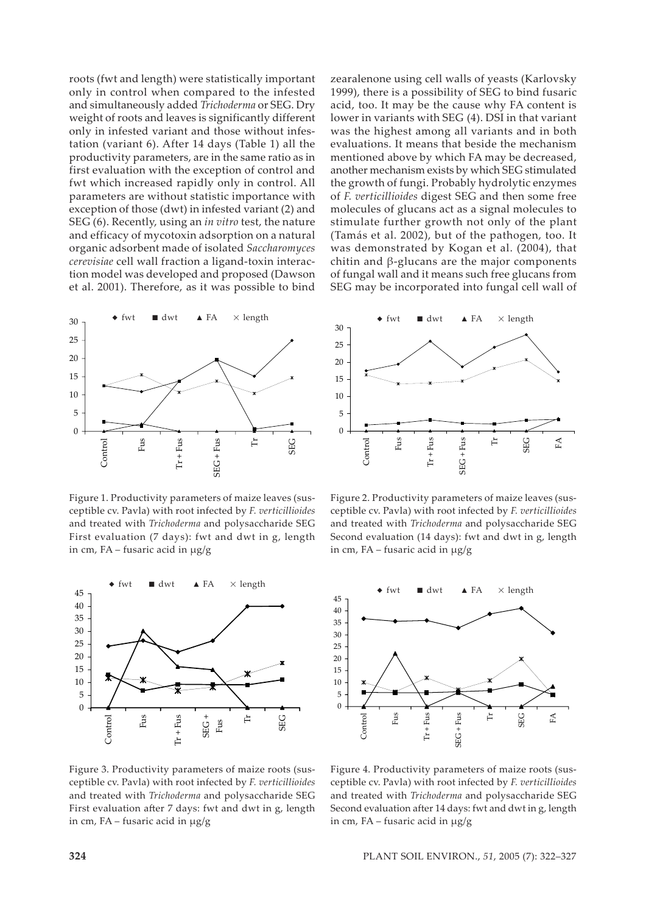roots (fwt and length) were statistically important only in control when compared to the infested and simultaneously added *Trichoderma* or SEG. Dry weight of roots and leaves is significantly different only in infested variant and those without infestation (variant 6). After 14 days (Table 1) all the productivity parameters, are in the same ratio as in first evaluation with the exception of control and fwt which increased rapidly only in control. All parameters are without statistic importance with exception of those (dwt) in infested variant (2) and SEG (6). Recently, using an *in vitro* test, the nature and efficacy of mycotoxin adsorption on a natural organic adsorbent made of isolated *Saccharomyces cerevisiae* cell wall fraction a ligand-toxin interaction model was developed and proposed (Dawson et al. 2001). Therefore, as it was possible to bind zearalenone using cell walls of yeasts (Karlovsky 1999), there is a possibility of SEG to bind fusaric acid, too. It may be the cause why FA content is lower in variants with SEG (4). DSI in that variant was the highest among all variants and in both evaluations. It means that beside the mechanism mentioned above by which FA may be decreased, another mechanism exists by which SEG stimulated the growth of fungi. Probably hydrolytic enzymes of *F. verticillioides* digest SEG and then some free molecules of glucans act as a signal molecules to stimulate further growth not only of the plant (Tamás et al. 2002), but of the pathogen, too. It was demonstrated by Kogan et al. (2004), that chitin and β-glucans are the major components of fungal wall and it means such free glucans from SEG may be incorporated into fungal cell wall of

Figure 1. Productivity parameters of maize leaves (susceptible cv. Pavla) with root infected by *F. verticillioides* and treated with *Trichoderma* and polysaccharide SEG First evaluation (7 days): fwt and dwt in g, length in cm, FA – fusaric acid in μg/g

Figure 2. Productivity parameters of maize leaves (susceptible cv. Pavla) with root infected by *F. verticillioides* and treated with *Trichoderma* and polysaccharide SEG Second evaluation (14 days): fwt and dwt in g, length in cm, FA – fusaric acid in μg/g

Figure 3. Productivity parameters of maize roots (susceptible cv. Pavla) with root infected by *F. verticillioides* and treated with *Trichoderma* and polysaccharide SEG First evaluation after 7 days: fwt and dwt in g, length in cm, FA – fusaric acid in μg/g

Figure 4. Productivity parameters of maize roots (susceptible cv. Pavla) with root infected by *F. verticillioides* and treated with *Trichoderma* and polysaccharide SEG Second evaluation after 14 days: fwt and dwt in g, length in cm, FA – fusaric acid in μg/g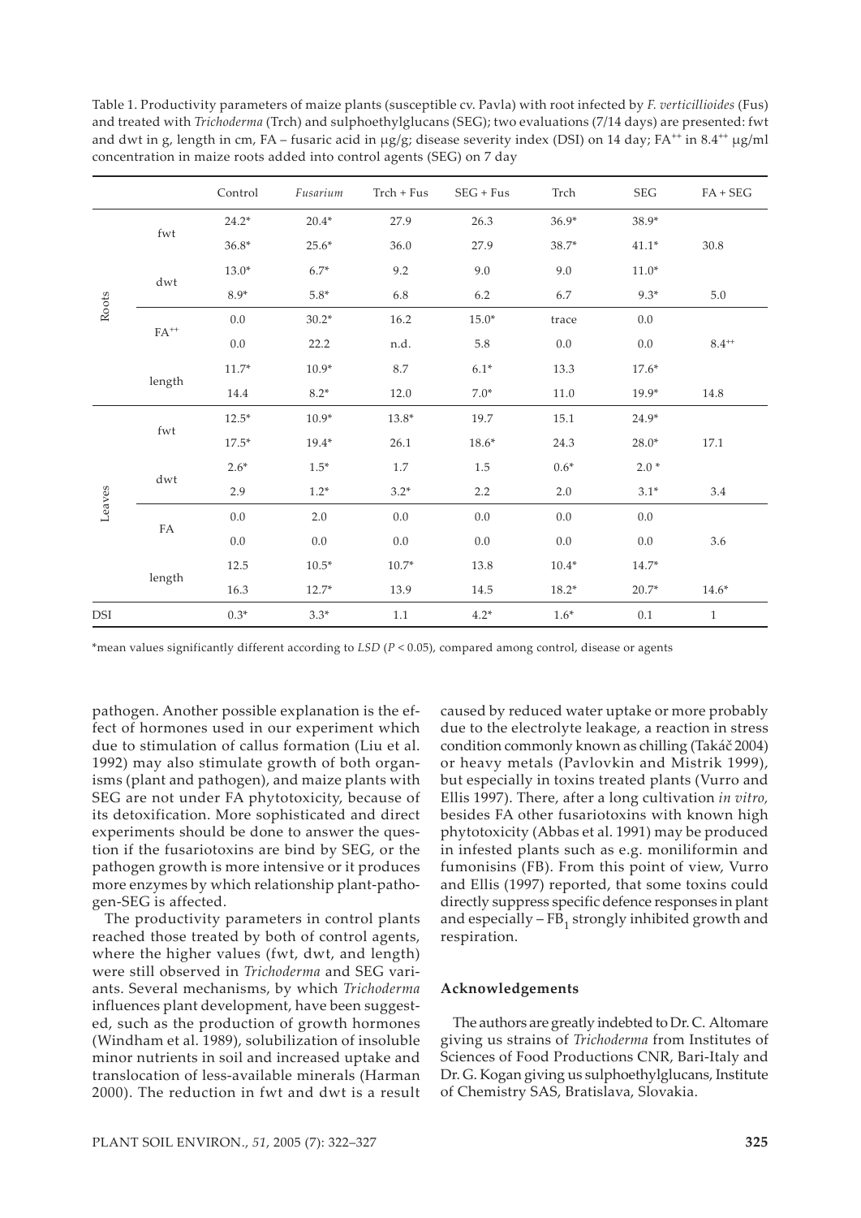Table 1. Productivity parameters of maize plants (susceptible cv. Pavla) with root infected by *F. verticillioides* (Fus) and treated with *Trichoderma* (Trch) and sulphoethylglucans (SEG); two evaluations (7/14 days) are presented: fwt and dwt in g, length in cm, FA – fusaric acid in μg/g; disease severity index (DSI) on 14 day; $FA^{++}$ in $8.4^{++}$ μg/ml concentration in maize roots added into control agents (SEG) on 7 day

| | | Control | *Fusarium* | Trch + Fus | SEG + Fus | Trch | SEG | FA + SEG |
|---|---|---|---|---|---|---|---|---|
| Roots | fwt | 24.2* | 20.4* | 27.9 | 26.3 | 36.9* | 38.9* | |
| | | 36.8* | 25.6* | 36.0 | 27.9 | 38.7* | 41.1* | 30.8 |
| | dwt | 13.0* | 6.7* | 9.2 | 9.0 | 9.0 | 11.0* | |
| | | 8.9* | 5.8* | 6.8 | 6.2 | 6.7 | 9.3* | 5.0 |
| | $FA^{++}$ | 0.0 | 30.2* | 16.2 | 15.0* | trace | 0.0 | |
| | | 0.0 | 22.2 | n.d. | 5.8 | 0.0 | 0.0 | $8.4^{++}$ |
| | length | 11.7* | 10.9* | 8.7 | 6.1* | 13.3 | 17.6* | |
| | | 14.4 | 8.2* | 12.0 | 7.0* | 11.0 | 19.9* | 14.8 |
| Leaves | fwt | 12.5* | 10.9* | 13.8* | 19.7 | 15.1 | 24.9* | |
| | | 17.5* | 19.4* | 26.1 | 18.6* | 24.3 | 28.0* | 17.1 |
| | dwt | 2.6* | 1.5* | 1.7 | 1.5 | 0.6* | 2.0 * | |
| | | 2.9 | 1.2* | 3.2* | 2.2 | 2.0 | 3.1* | 3.4 |
| | FA | 0.0 | 2.0 | 0.0 | 0.0 | 0.0 | 0.0 | |
| | | 0.0 | 0.0 | 0.0 | 0.0 | 0.0 | 0.0 | 3.6 |
| | length | 12.5 | 10.5* | 10.7* | 13.8 | 10.4* | 14.7* | |
| | | 16.3 | 12.7* | 13.9 | 14.5 | 18.2* | 20.7* | 14.6* |
| DSI | | 0.3* | 3.3* | 1.1 | 4.2* | 1.6* | 0.1 | 1 |

*mean values significantly different according to *LSD* ($P < 0.05$), compared among control, disease or agents

pathogen. Another possible explanation is the effect of hormones used in our experiment which due to stimulation of callus formation (Liu et al. 1992) may also stimulate growth of both organisms (plant and pathogen), and maize plants with SEG are not under FA phytotoxicity, because of its detoxification. More sophisticated and direct experiments should be done to answer the question if the fusariotoxins are bind by SEG, or the pathogen growth is more intensive or it produces more enzymes by which relationship plant-pathogen-SEG is affected.

The productivity parameters in control plants reached those treated by both of control agents, where the higher values (fwt, dwt, and length) were still observed in *Trichoderma* and SEG variants. Several mechanisms, by which *Trichoderma* influences plant development, have been suggested, such as the production of growth hormones (Windham et al. 1989), solubilization of insoluble minor nutrients in soil and increased uptake and translocation of less-available minerals (Harman 2000). The reduction in fwt and dwt is a result caused by reduced water uptake or more probably due to the electrolyte leakage, a reaction in stress condition commonly known as chilling (Takáč 2004) or heavy metals (Pavlovkin and Mistrik 1999), but especially in toxins treated plants (Vurro and Ellis 1997). There, after a long cultivation *in vitro,* besides FA other fusariotoxins with known high phytotoxicity (Abbas et al. 1991) may be produced in infested plants such as e.g. moniliformin and fumonisins (FB). From this point of view, Vurro and Ellis (1997) reported, that some toxins could directly suppress specific defence responses in plant and especially – $FB_1$ strongly inhibited growth and respiration.

### Acknowledgements

The authors are greatly indebted to Dr. C. Altomare giving us strains of *Trichoderma* from Institutes of Sciences of Food Productions CNR, Bari-Italy and Dr. G. Kogan giving us sulphoethylglucans, Institute of Chemistry SAS, Bratislava, Slovakia.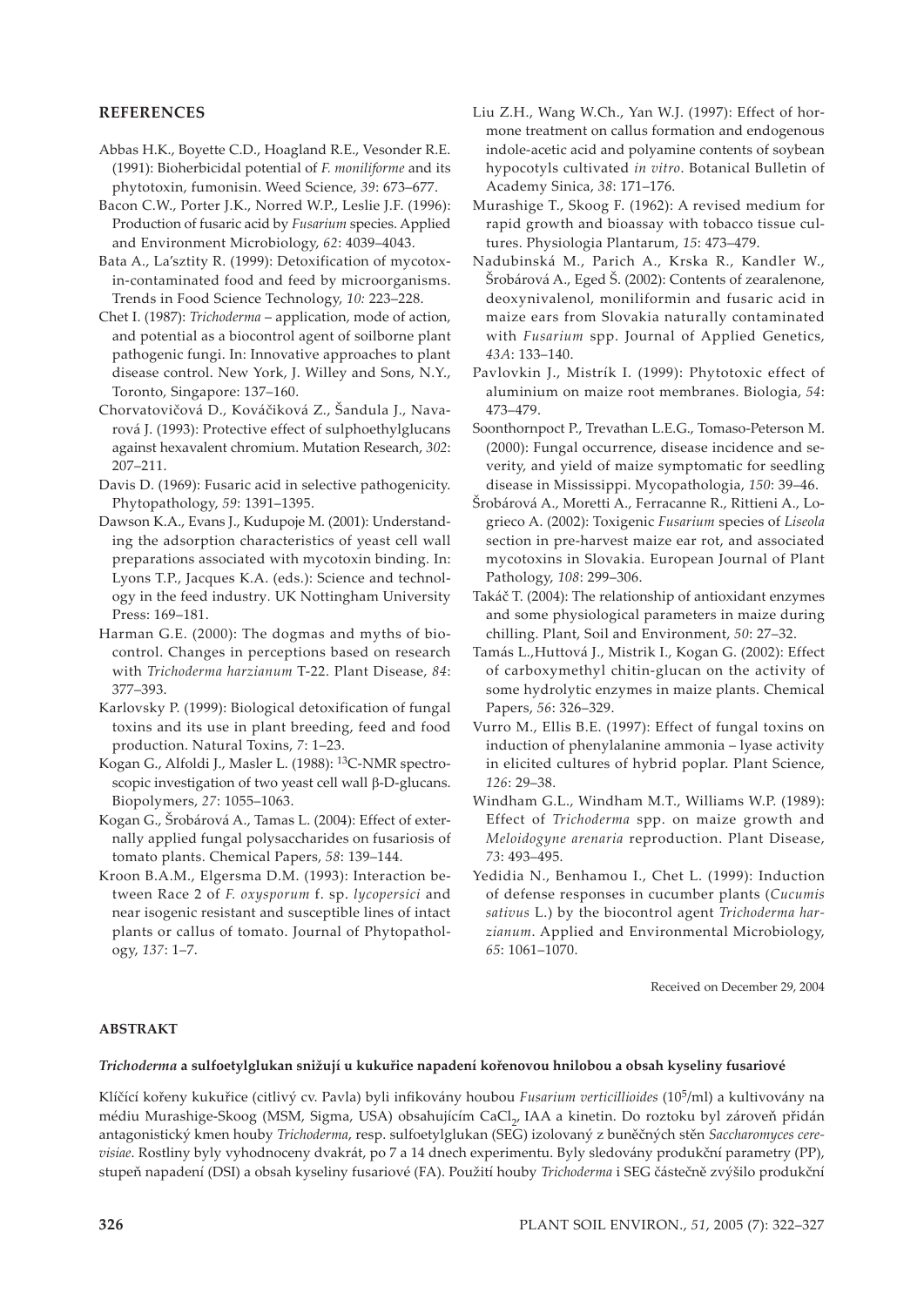## REFERENCES

Abbas H.K., Boyette C.D., Hoagland R.E., Vesonder R.E. (1991): Bioherbicidal potential of *F. moniliforme* and its phytotoxin, fumonisin. Weed Science, *39*: 673–677.

Bacon C.W., Porter J.K., Norred W.P., Leslie J.F. (1996): Production of fusaric acid by *Fusarium* species. Applied and Environment Microbiology, *62*: 4039–4043.

Bata A., La'sztity R. (1999): Detoxification of mycotoxin-contaminated food and feed by microorganisms. Trends in Food Science Technology, *10:* 223–228.

Chet I. (1987): *Trichoderma* – application, mode of action, and potential as a biocontrol agent of soilborne plant pathogenic fungi. In: Innovative approaches to plant disease control. New York, J. Willey and Sons, N.Y., Toronto, Singapore: 137–160.

Chorvatovičová D., Kováčiková Z., Šandula J., Navarová J. (1993): Protective effect of sulphoethylglucans against hexavalent chromium. Mutation Research, *302*: 207–211.

Davis D. (1969): Fusaric acid in selective pathogenicity. Phytopathology, *59*: 1391–1395.

Dawson K.A., Evans J., Kudupoje M. (2001): Understanding the adsorption characteristics of yeast cell wall preparations associated with mycotoxin binding. In: Lyons T.P., Jacques K.A. (eds.): Science and technology in the feed industry. UK Nottingham University Press: 169–181.

Harman G.E. (2000): The dogmas and myths of biocontrol. Changes in perceptions based on research with *Trichoderma harzianum* T-22. Plant Disease, *84*: 377–393.

Karlovsky P. (1999): Biological detoxification of fungal toxins and its use in plant breeding, feed and food production. Natural Toxins, *7*: 1–23.

Kogan G., Alfoldi J., Masler L. (1988): $^{13}$C-NMR spectroscopic investigation of two yeast cell wall β-D-glucans. Biopolymers, *27*: 1055–1063.

Kogan G., Šrobárová A., Tamas L. (2004): Effect of externally applied fungal polysaccharides on fusariosis of tomato plants. Chemical Papers, *58*: 139–144.

Kroon B.A.M., Elgersma D.M. (1993): Interaction between Race 2 of *F. oxysporum* f. sp. *lycopersici* and near isogenic resistant and susceptible lines of intact plants or callus of tomato. Journal of Phytopathology, *137*: 1–7.

Liu Z.H., Wang W.Ch., Yan W.J. (1997): Effect of hormone treatment on callus formation and endogenous indole-acetic acid and polyamine contents of soybean hypocotyls cultivated *in vitro*. Botanical Bulletin of Academy Sinica, *38*: 171–176.

Murashige T., Skoog F. (1962): A revised medium for rapid growth and bioassay with tobacco tissue cultures. Physiologia Plantarum, *15*: 473–479.

Nadubinská M., Parich A., Krska R., Kandler W., Šrobárová A., Eged Š. (2002): Contents of zearalenone, deoxynivalenol, moniliformin and fusaric acid in maize ears from Slovakia naturally contaminated with *Fusarium* spp. Journal of Applied Genetics, *43A*: 133–140.

Pavlovkin J., Mistrík I. (1999): Phytotoxic effect of aluminium on maize root membranes. Biologia, *54*: 473–479.

Soonthornpoct P., Trevathan L.E.G., Tomaso-Peterson M. (2000): Fungal occurrence, disease incidence and severity, and yield of maize symptomatic for seedling disease in Mississippi. Mycopathologia, *150*: 39–46.

Šrobárová A., Moretti A., Ferracanne R., Rittieni A., Logrieco A. (2002): Toxigenic *Fusarium* species of *Liseola* section in pre-harvest maize ear rot, and associated mycotoxins in Slovakia. European Journal of Plant Pathology, *108*: 299–306.

Takáč T. (2004): The relationship of antioxidant enzymes and some physiological parameters in maize during chilling. Plant, Soil and Environment, *50*: 27–32.

Tamás L.,Huttová J., Mistrik I., Kogan G. (2002): Effect of carboxymethyl chitin-glucan on the activity of some hydrolytic enzymes in maize plants. Chemical Papers, *56*: 326–329.

Vurro M., Ellis B.E. (1997): Effect of fungal toxins on induction of phenylalanine ammonia – lyase activity in elicited cultures of hybrid poplar. Plant Science, *126*: 29–38.

Windham G.L., Windham M.T., Williams W.P. (1989): Effect of *Trichoderma* spp. on maize growth and *Meloidogyne arenaria* reproduction. Plant Disease, *73*: 493–495.

Yedidia N., Benhamou I., Chet L. (1999): Induction of defense responses in cucumber plants (*Cucumis sativus* L.) by the biocontrol agent *Trichoderma harzianum*. Applied and Environmental Microbiology, *65*: 1061–1070.

Received on December 29, 2004

## ABSTRAKT

### *Trichoderma* a sulfoetylglukan snižují u kukuřice napadení kořenovou hnilobou a obsah kyseliny fusariové

Klíčící kořeny kukuřice (citlivý cv. Pavla) byli infikovány houbou *Fusarium verticillioides* ($10^5$/ml) a kultivovány na médiu Murashige-Skoog (MSM, Sigma, USA) obsahujícím $CaCl_2$, IAA a kinetin. Do roztoku byl zároveň přidán antagonistický kmen houby *Trichoderma*, resp. sulfoetylglukan (SEG) izolovaný z buněčných stěn *Saccharomyces cerevisiae*. Rostliny byly vyhodnoceny dvakrát, po 7 a 14 dnech experimentu. Byly sledovány produkční parametry (PP), stupeň napadení (DSI) a obsah kyseliny fusariové (FA). Použití houby *Trichoderma* i SEG částečně zvýšilo produkční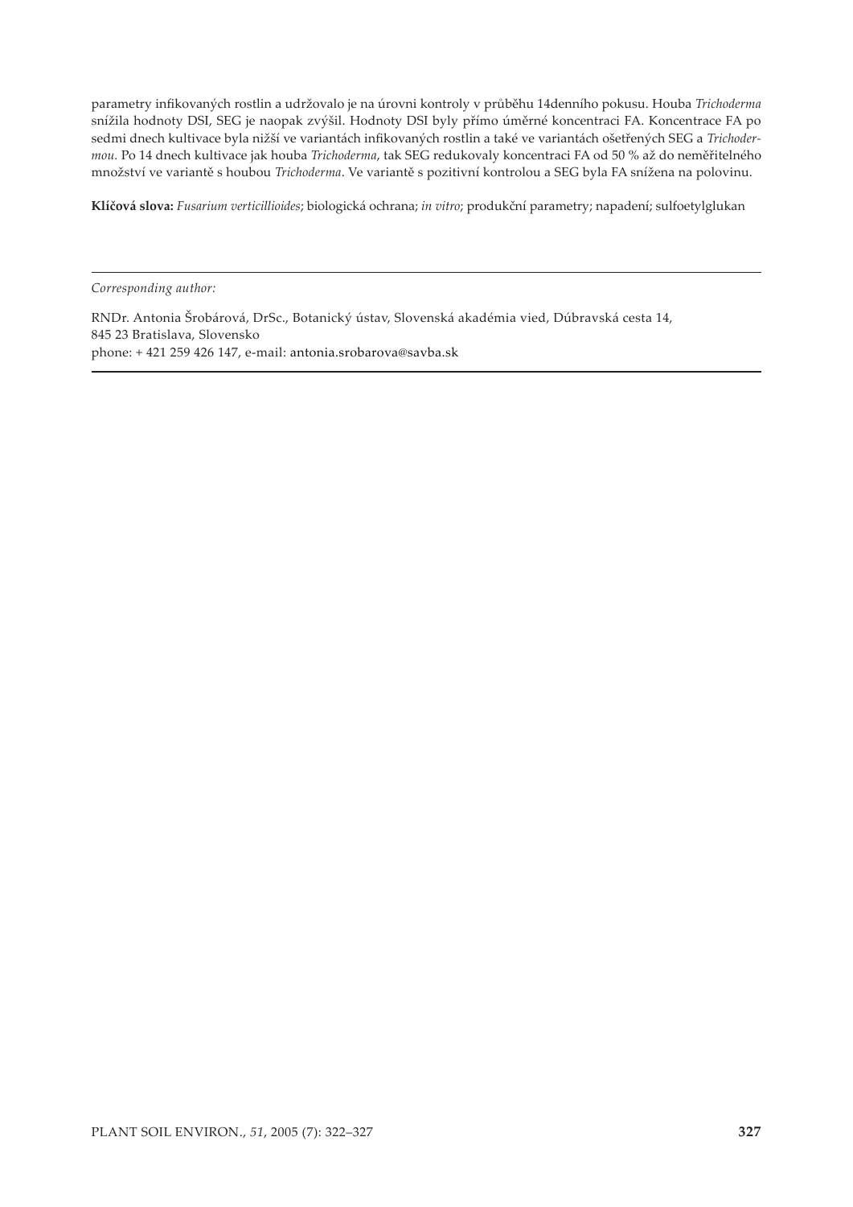parametry infikovaných rostlin a udržovalo je na úrovni kontroly v průběhu 14denního pokusu. Houba *Trichoderma* snížila hodnoty DSI, SEG je naopak zvýšil. Hodnoty DSI byly přímo úměrné koncentraci FA. Koncentrace FA po sedmi dnech kultivace byla nižší ve variantách infikovaných rostlin a také ve variantách ošetřených SEG a *Trichodermou.* Po 14 dnech kultivace jak houba *Trichoderma*, tak SEG redukovaly koncentraci FA od 50 % až do neměřitelného množství ve variantě s houbou *Trichoderma*. Ve variantě s pozitivní kontrolou a SEG byla FA snížena na polovinu.

**Klíčová slova:** *Fusarium verticillioides*; biologická ochrana; *in vitro*; produkční parametry; napadení; sulfoetylglukan

---

*Corresponding author:*

RNDr. Antonia Šrobárová, DrSc., Botanický ústav, Slovenská akadémia vied, Dúbravská cesta 14, 845 23 Bratislava, Slovensko
phone: + 421 259 426 147, e-mail: antonia.srobarova@savba.sk